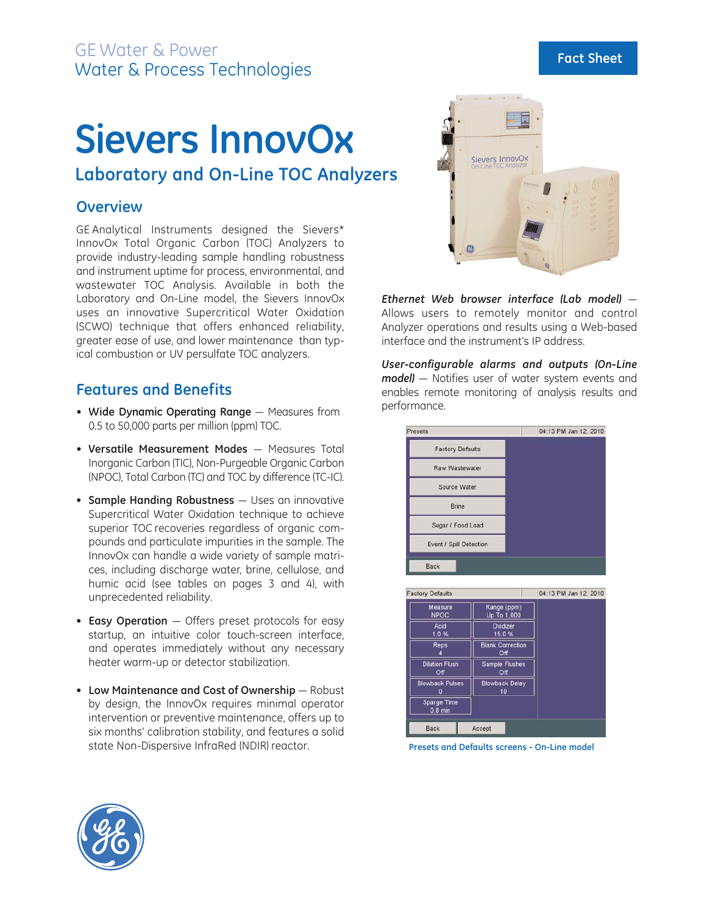GE Water & Power
Water & Process Technologies

Fact Sheet

# Sievers InnovOx

## Laboratory and On-Line TOC Analyzers

### Overview

GE Analytical Instruments designed the Sievers* InnovOx Total Organic Carbon (TOC) Analyzers to provide industry-leading sample handling robustness and instrument uptime for process, environmental, and wastewater TOC Analysis. Available in both the Laboratory and On-Line model, the Sievers InnovOx uses an innovative Supercritical Water Oxidation (SCWO) technique that offers enhanced reliability, greater ease of use, and lower maintenance than typical combustion or UV persulfate TOC analyzers.

### Features and Benefits

- **Wide Dynamic Operating Range** — Measures from 0.5 to 50,000 parts per million (ppm) TOC.
- **Versatile Measurement Modes** — Measures Total Inorganic Carbon (TIC), Non-Purgeable Organic Carbon (NPOC), Total Carbon (TC) and TOC by difference (TC-IC).
- **Sample Handing Robustness** — Uses an innovative Supercritical Water Oxidation technique to achieve superior TOC recoveries regardless of organic compounds and particulate impurities in the sample. The InnovOx can handle a wide variety of sample matrices, including discharge water, brine, cellulose, and humic acid (see tables on pages 3 and 4), with unprecedented reliability.
- **Easy Operation** — Offers preset protocols for easy startup, an intuitive color touch-screen interface, and operates immediately without any necessary heater warm-up or detector stabilization.
- **Low Maintenance and Cost of Ownership** — Robust by design, the InnovOx requires minimal operator intervention or preventive maintenance, offers up to six months' calibration stability, and features a solid state Non-Dispersive InfraRed (NDIR) reactor.

***Ethernet Web browser interface (Lab model)*** — Allows users to remotely monitor and control Analyzer operations and results using a Web-based interface and the instrument's IP address.

***User-configurable alarms and outputs (On-Line model)*** — Notifies user of water system events and enables remote monitoring of analysis results and performance.

| Presets | 04:13 PM Jan 12, 2010 |
|---|---|
| Factory Defaults | |
| Raw Wastewater | |
| Source Water | |
| Brine | |
| Sugar / Food Load | |
| Event / Spill Detection | |
| Back | |

| Factory Defaults | 04:13 PM Jan 12, 2010 |
|---|---|
| Measure NPOC | Range (ppm) Up To 1,000 |
| Acid 1.0 % | Oxidizer 15.0 % |
| Reps 4 | Blank Correction Off |
| Dilution Flush Off | Sample Flushes Off |
| Blowback Pulses 0 | Blowback Delay 10 |
| Sparge Time 0.8 min | |
| Back | Accept |

Presets and Defaults screens - On-Line model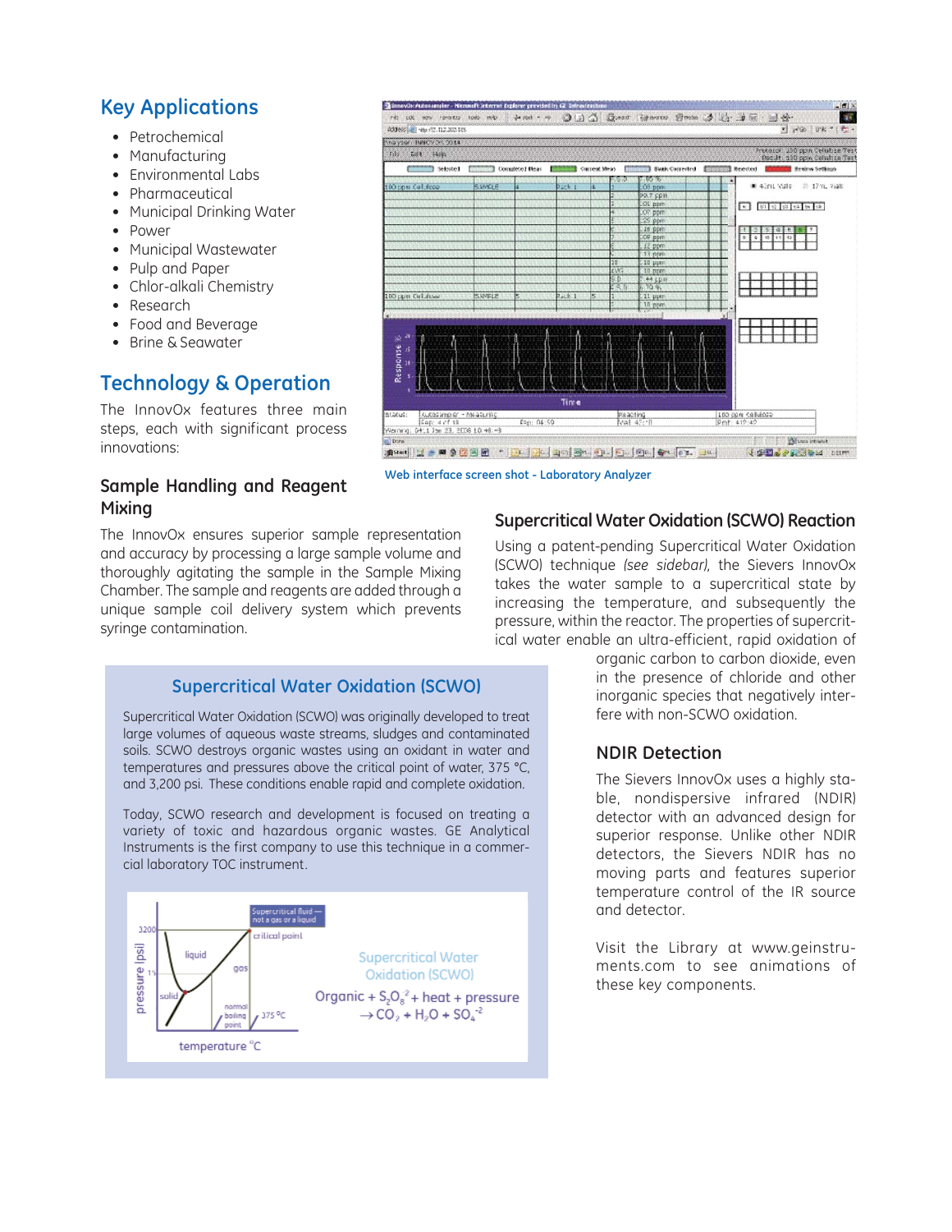## Key Applications

- Petrochemical
- Manufacturing
- Environmental Labs
- Pharmaceutical
- Municipal Drinking Water
- Power
- Municipal Wastewater
- Pulp and Paper
- Chlor-alkali Chemistry
- Research
- Food and Beverage
- Brine & Seawater

## Technology & Operation

The InnovOx features three main steps, each with significant process innovations:

### Sample Handling and Reagent Mixing

The InnovOx ensures superior sample representation and accuracy by processing a large sample volume and thoroughly agitating the sample in the Sample Mixing Chamber. The sample and reagents are added through a unique sample coil delivery system which prevents syringe contamination.

Web interface screen shot - Laboratory Analyzer

### Supercritical Water Oxidation (SCWO) Reaction

Using a patent-pending Supercritical Water Oxidation (SCWO) technique *(see sidebar)*, the Sievers InnovOx takes the water sample to a supercritical state by increasing the temperature, and subsequently the pressure, within the reactor. The properties of supercritical water enable an ultra-efficient, rapid oxidation of organic carbon to carbon dioxide, even in the presence of chloride and other inorganic species that negatively interfere with non-SCWO oxidation.

### NDIR Detection

The Sievers InnovOx uses a highly stable, nondispersive infrared (NDIR) detector with an advanced design for superior response. Unlike other NDIR detectors, the Sievers NDIR has no moving parts and features superior temperature control of the IR source and detector.

Visit the Library at www.geinstruments.com to see animations of these key components.

### Supercritical Water Oxidation (SCWO)

Supercritical Water Oxidation (SCWO) was originally developed to treat large volumes of aqueous waste streams, sludges and contaminated soils. SCWO destroys organic wastes using an oxidant in water and temperatures and pressures above the critical point of water, 375 °C, and 3,200 psi. These conditions enable rapid and complete oxidation.

Today, SCWO research and development is focused on treating a variety of toxic and hazardous organic wastes. GE Analytical Instruments is the first company to use this technique in a commercial laboratory TOC instrument.

Supercritical Water Oxidation (SCWO)

$$\text{Organic} + S_2O_8^{-2} + \text{heat} + \text{pressure} \rightarrow CO_2 + H_2O + SO_4^{-2}$$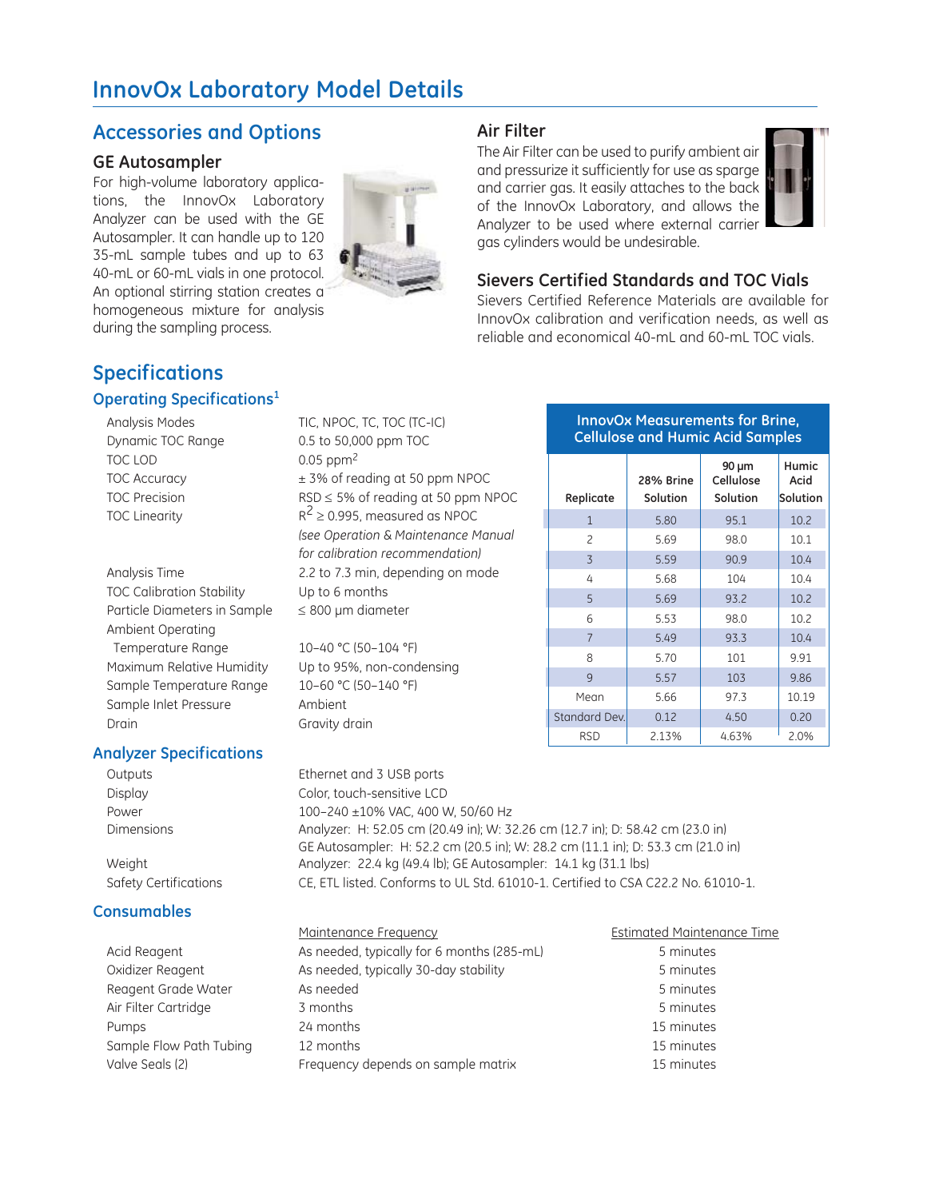# InnovOx Laboratory Model Details

## Accessories and Options

### GE Autosampler

For high-volume laboratory applications, the InnovOx Laboratory Analyzer can be used with the GE Autosampler. It can handle up to 120 35-mL sample tubes and up to 63 40-mL or 60-mL vials in one protocol. An optional stirring station creates a homogeneous mixture for analysis during the sampling process.

### Air Filter

The Air Filter can be used to purify ambient air and pressurize it sufficiently for use as sparge and carrier gas. It easily attaches to the back of the InnovOx Laboratory, and allows the Analyzer to be used where external carrier gas cylinders would be undesirable.

### Sievers Certified Standards and TOC Vials

Sievers Certified Reference Materials are available for InnovOx calibration and verification needs, as well as reliable and economical 40-mL and 60-mL TOC vials.

## Specifications

### Operating Specifications[1]

| | |
|---|---|
| Analysis Modes | TIC, NPOC, TC, TOC (TC-IC) |
| Dynamic TOC Range | 0.5 to 50,000 ppm TOC |
| TOC LOD | 0.05 ppm[2] |
| TOC Accuracy | ± 3% of reading at 50 ppm NPOC |
| TOC Precision | RSD ≤ 5% of reading at 50 ppm NPOC |
| TOC Linearity | $R^2 \geq 0.995$, measured as NPOC *(see Operation & Maintenance Manual for calibration recommendation)* |
| Analysis Time | 2.2 to 7.3 min, depending on mode |
| TOC Calibration Stability | Up to 6 months |
| Particle Diameters in Sample | ≤ 800 µm diameter |
| Ambient Operating Temperature Range | 10–40 °C (50–104 °F) |
| Maximum Relative Humidity | Up to 95%, non-condensing |
| Sample Temperature Range | 10–60 °C (50–140 °F) |
| Sample Inlet Pressure | Ambient |
| Drain | Gravity drain |

**InnovOx Measurements for Brine, Cellulose and Humic Acid Samples**

| Replicate | 28% Brine Solution | 90 µm Cellulose Solution | Humic Acid Solution |
|---|---|---|---|
| 1 | 5.80 | 95.1 | 10.2 |
| 2 | 5.69 | 98.0 | 10.1 |
| 3 | 5.59 | 90.9 | 10.4 |
| 4 | 5.68 | 104 | 10.4 |
| 5 | 5.69 | 93.2 | 10.2 |
| 6 | 5.53 | 98.0 | 10.2 |
| 7 | 5.49 | 93.3 | 10.4 |
| 8 | 5.70 | 101 | 9.91 |
| 9 | 5.57 | 103 | 9.86 |
| Mean | 5.66 | 97.3 | 10.19 |
| Standard Dev. | 0.12 | 4.50 | 0.20 |
| RSD | 2.13% | 4.63% | 2.0% |

### Analyzer Specifications

| | |
|---|---|
| Outputs | Ethernet and 3 USB ports |
| Display | Color, touch-sensitive LCD |
| Power | 100–240 ±10% VAC, 400 W, 50/60 Hz |
| Dimensions | Analyzer: H: 52.05 cm (20.49 in); W: 32.26 cm (12.7 in); D: 58.42 cm (23.0 in)<br>GE Autosampler: H: 52.2 cm (20.5 in); W: 28.2 cm (11.1 in); D: 53.3 cm (21.0 in) |
| Weight | Analyzer: 22.4 kg (49.4 lb); GE Autosampler: 14.1 kg (31.1 lbs) |
| Safety Certifications | CE, ETL listed. Conforms to UL Std. 61010-1. Certified to CSA C22.2 No. 61010-1. |

### Consumables

| | Maintenance Frequency | Estimated Maintenance Time |
|---|---|---|
| Acid Reagent | As needed, typically for 6 months (285-mL) | 5 minutes |
| Oxidizer Reagent | As needed, typically 30-day stability | 5 minutes |
| Reagent Grade Water | As needed | 5 minutes |
| Air Filter Cartridge | 3 months | 5 minutes |
| Pumps | 24 months | 15 minutes |
| Sample Flow Path Tubing | 12 months | 15 minutes |
| Valve Seals (2) | Frequency depends on sample matrix | 15 minutes |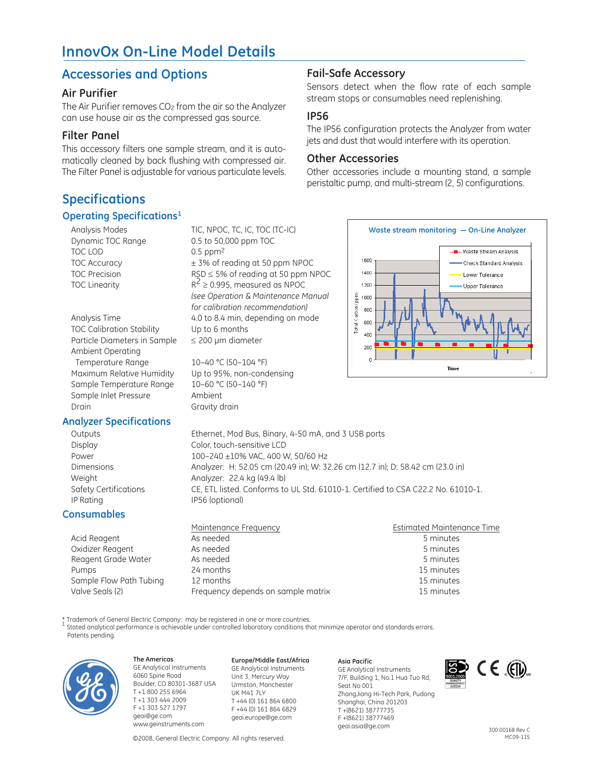# InnovOx On-Line Model Details

## Accessories and Options

### Air Purifier

The Air Purifier removes $CO_2$ from the air so the Analyzer can use house air as the compressed gas source.

### Filter Panel

This accessory filters one sample stream, and it is automatically cleaned by back flushing with compressed air. The Filter Panel is adjustable for various particulate levels.

### Fail-Safe Accessory

Sensors detect when the flow rate of each sample stream stops or consumables need replenishing.

### IP56

The IP56 configuration protects the Analyzer from water jets and dust that would interfere with its operation.

### Other Accessories

Other accessories include a mounting stand, a sample peristaltic pump, and multi-stream (2, 5) configurations.

## Specifications

### Operating Specifications[1]

| | |
|---|---|
| Analysis Modes | TIC, NPOC, TC, IC, TOC (TC-IC) |
| Dynamic TOC Range | 0.5 to 50,000 ppm TOC |
| TOC LOD | 0.5 ppm[2] |
| TOC Accuracy | ± 3% of reading at 50 ppm NPOC |
| TOC Precision | RSD ≤ 5% of reading at 50 ppm NPOC |
| TOC Linearity | $R^2 \geq 0.995$, measured as NPOC *(see Operation & Maintenance Manual for calibration recommendation)* |
| Analysis Time | 4.0 to 8.4 min, depending on mode |
| TOC Calibration Stability | Up to 6 months |
| Particle Diameters in Sample | ≤ 200 µm diameter |
| Ambient Operating Temperature Range | 10–40 °C (50–104 °F) |
| Maximum Relative Humidity | Up to 95%, non-condensing |
| Sample Temperature Range | 10–60 °C (50–140 °F) |
| Sample Inlet Pressure | Ambient |
| Drain | Gravity drain |

Waste stream monitoring — On-Line Analyzer

Waste Stream Analysis
Check Standard Analysis
Lower Tolerance
Upper Tolerance

Total Carbon (ppm)
1600
1400
1200
1000
800
600
400
200
0

Time

### Analyzer Specifications

| | |
|---|---|
| Outputs | Ethernet, Mod Bus, Binary, 4-50 mA, and 3 USB ports |
| Display | Color, touch-sensitive LCD |
| Power | 100–240 ±10% VAC, 400 W, 50/60 Hz |
| Dimensions | Analyzer: H: 52.05 cm (20.49 in); W: 32.26 cm (12.7 in); D: 58.42 cm (23.0 in) |
| Weight | Analyzer: 22.4 kg (49.4 lb) |
| Safety Certifications | CE, ETL listed. Conforms to UL Std. 61010-1. Certified to CSA C22.2 No. 61010-1. |
| IP Rating | IP56 (optional) |

### Consumables

| | Maintenance Frequency | Estimated Maintenance Time |
|---|---|---|
| Acid Reagent | As needed | 5 minutes |
| Oxidizer Reagent | As needed | 5 minutes |
| Reagent Grade Water | As needed | 5 minutes |
| Pumps | 24 months | 15 minutes |
| Sample Flow Path Tubing | 12 months | 15 minutes |
| Valve Seals (2) | Frequency depends on sample matrix | 15 minutes |

* Trademark of General Electric Company; may be registered in one or more countries.
[1] Stated analytical performance is achievable under controlled laboratory conditions that minimize operator and standards errors.
Patents pending.

**The Americas**
GE Analytical Instruments
6060 Spine Road
Boulder, CO 80301-3687 USA
T +1 800 255 6964
T +1 303 444 2009
F +1 303 527 1797
geai@ge.com
www.geinstruments.com

**Europe/Middle East/Africa**
GE Analytical Instruments
Unit 3, Mercury Way
Urmston, Manchester
UK M41 7LY
T +44 (0) 161 864 6800
F +44 (0) 161 864 6829
geai.europe@ge.com

**Asia Pacific**
GE Analytical Instruments
7/F, Building 1, No.1 Hua Tuo Rd,
Seat No 001
ZhangJiang Hi-Tech Park, Pudong
Shanghai, China 201203
T +(8621) 38777735
F +(8621) 38777469
geai.asia@ge.com

©2008, General Electric Company. All rights reserved.

300 00168 Rev C
MC09-115